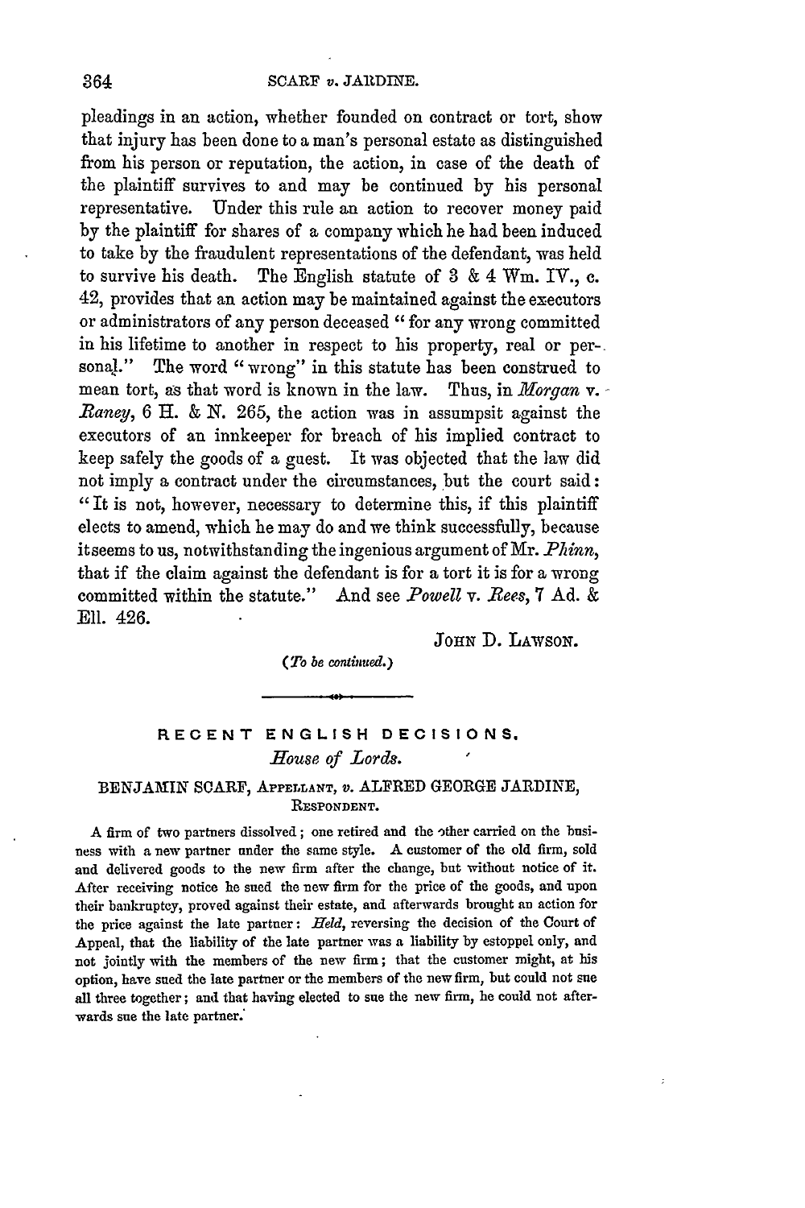pleadings in an action, whether founded on contract or tort, show that injury has been done to a man's personal estate as distinguished from his person or reputation, the action, in case of the death of the plaintiff survives to and may be continued by his personal representative. Under this rule an action to recover money paid by the plaintiff for shares of a company which he had been induced to take by the fraudulent representations of the defendant, was held to survive his death. The English statute of 3 & 4 Wm. IV., c. 42, provides that an action may be maintained against the executors or administrators of any person deceased "for any wrong committed in his lifetime to another in respect to his property, real or personal." The word "wrong" in this statute has been construed to mean tort, as that word is known in the law. Thus, in *Morgan* v. *Raney*, 6 H. & N. 265, the action was in assumpsit against the executors of an innkeeper for breach of his implied contract to keep safely the goods of a guest. It was objected that the law did not imply a contract under the circumstances, but the court said: "It is not, however, necessary to determine this, if this plaintiff elects to amend, which he may do and we think successfully, because it seems to us, notwithstanding the ingenious argument of Mr. *Phinn*, that if the claim against the defendant is for a tort it is for a wrong committed within the statute." And see *Powell* v. *Rees*, 7 Ad. & Ell. 426.

JOHN D. LAWSON.

*(To be continued.)*

---

## RECENT ENGLISH DECISIONS.

### *House of Lords.*

#### BENJAMIN SCARF, APPELLANT, v. ALFRED GEORGE JARDINE, RESPONDENT.

A firm of two partners dissolved; one retired and the other carried on the business with a new partner under the same style. A customer of the old firm, sold and delivered goods to the new firm after the change, but without notice of it. After receiving notice he sued the new firm for the price of the goods, and upon their bankruptcy, proved against their estate, and afterwards brought an action for the price against the late partner: *Held*, reversing the decision of the Court of Appeal, that the liability of the late partner was a liability by estoppel only, and not jointly with the members of the new firm; that the customer might, at his option, have sued the late partner or the members of the new firm, but could not sue all three together; and that having elected to sue the new firm, he could not afterwards sue the late partner.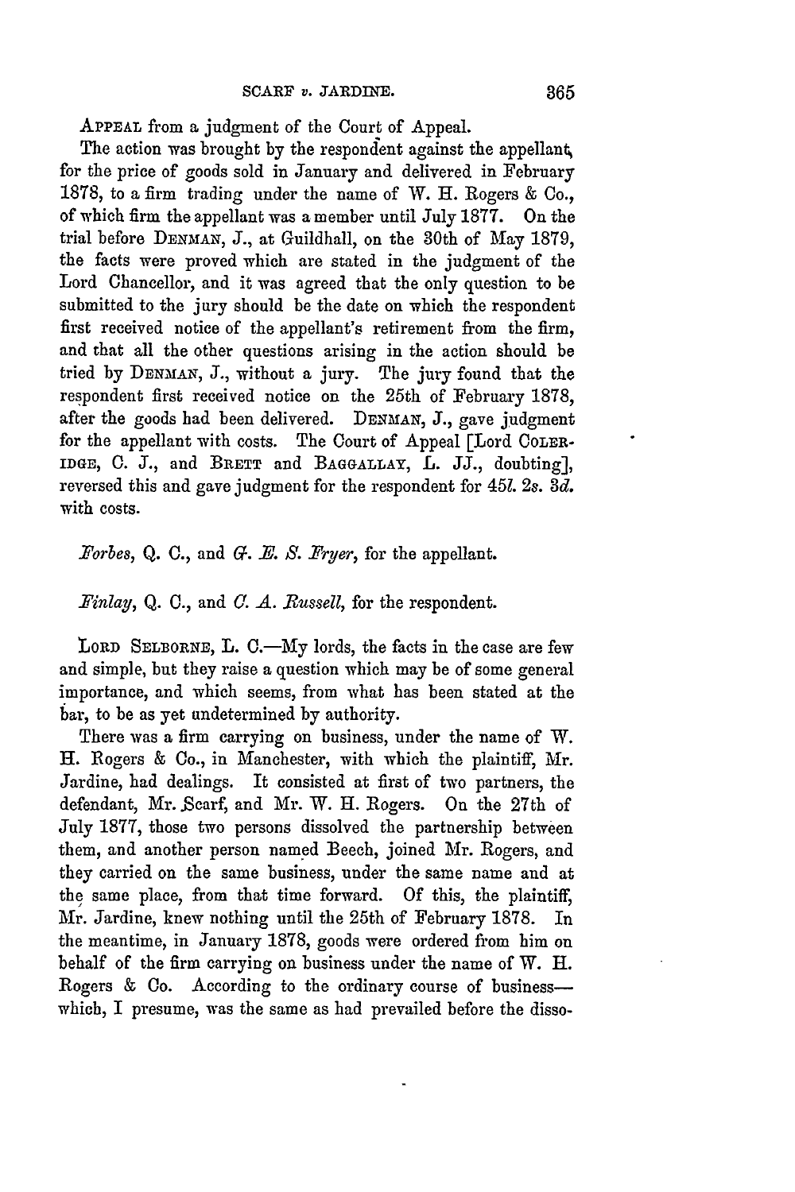APPEAL from a judgment of the Court of Appeal.

The action was brought by the respondent against the appellant, for the price of goods sold in January and delivered in February 1878, to a firm trading under the name of W. H. Rogers & Co., of which firm the appellant was a member until July 1877. On the trial before DENMAN, J., at Guildhall, on the 30th of May 1879, the facts were proved which are stated in the judgment of the Lord Chancellor, and it was agreed that the only question to be submitted to the jury should be the date on which the respondent first received notice of the appellant's retirement from the firm, and that all the other questions arising in the action should be tried by DENMAN, J., without a jury. The jury found that the respondent first received notice on the 25th of February 1878, after the goods had been delivered. DENMAN, J., gave judgment for the appellant with costs. The Court of Appeal [Lord COLERIDGE, C. J., and BRETT and BAGGALLAY, L. JJ., doubting], reversed this and gave judgment for the respondent for 45*l.* 2*s.* 3*d.* with costs.

*Forbes*, Q. C., and *G. E. S. Fryer*, for the appellant.

*Finlay*, Q. C., and *C. A. Russell*, for the respondent.

LORD SELBORNE, L. C.—My lords, the facts in the case are few and simple, but they raise a question which may be of some general importance, and which seems, from what has been stated at the bar, to be as yet undetermined by authority.

There was a firm carrying on business, under the name of W. H. Rogers & Co., in Manchester, with which the plaintiff, Mr. Jardine, had dealings. It consisted at first of two partners, the defendant, Mr. Scarf, and Mr. W. H. Rogers. On the 27th of July 1877, those two persons dissolved the partnership between them, and another person named Beech, joined Mr. Rogers, and they carried on the same business, under the same name and at the same place, from that time forward. Of this, the plaintiff, Mr. Jardine, knew nothing until the 25th of February 1878. In the meantime, in January 1878, goods were ordered from him on behalf of the firm carrying on business under the name of W. H. Rogers & Co. According to the ordinary course of business—which, I presume, was the same as had prevailed before the disso-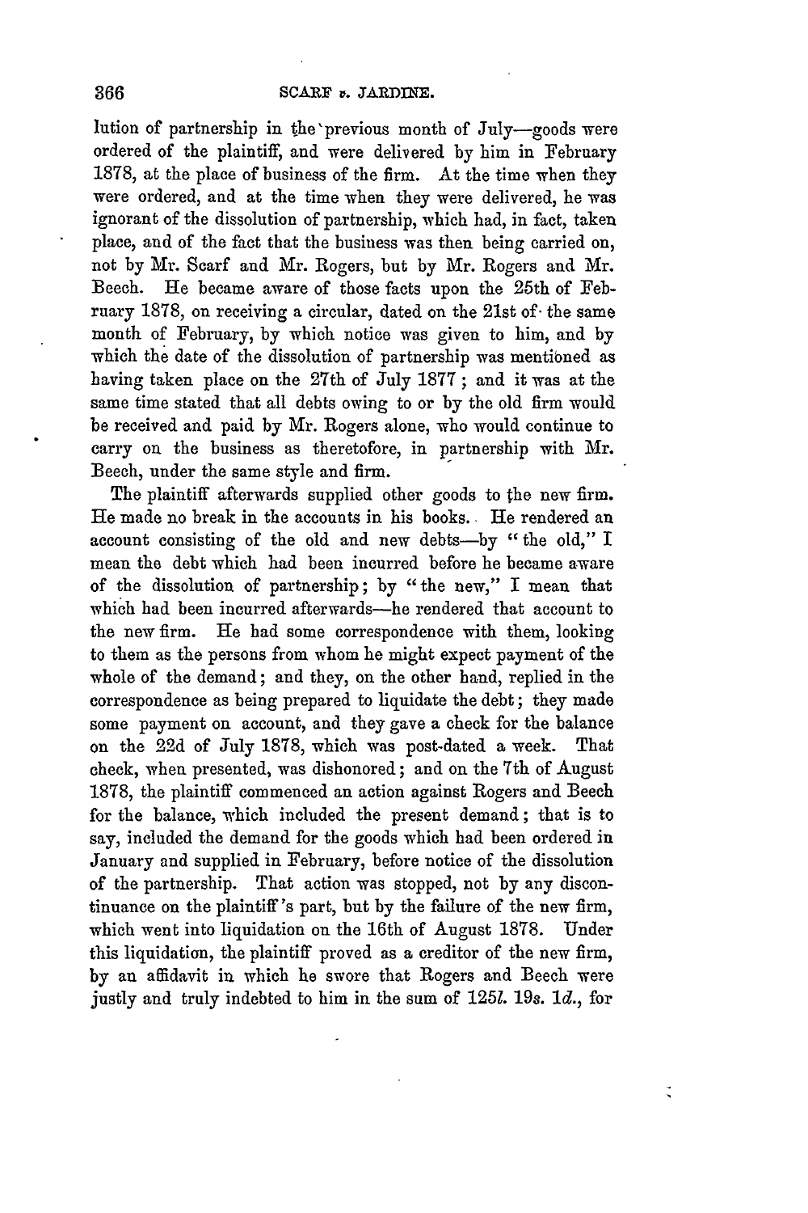lution of partnership in the previous month of July—goods were ordered of the plaintiff, and were delivered by him in February 1878, at the place of business of the firm. At the time when they were ordered, and at the time when they were delivered, he was ignorant of the dissolution of partnership, which had, in fact, taken place, and of the fact that the business was then being carried on, not by Mr. Scarf and Mr. Rogers, but by Mr. Rogers and Mr. Beech. He became aware of those facts upon the 25th of February 1878, on receiving a circular, dated on the 21st of the same month of February, by which notice was given to him, and by which the date of the dissolution of partnership was mentioned as having taken place on the 27th of July 1877; and it was at the same time stated that all debts owing to or by the old firm would be received and paid by Mr. Rogers alone, who would continue to carry on the business as theretofore, in partnership with Mr. Beech, under the same style and firm.

The plaintiff afterwards supplied other goods to the new firm. He made no break in the accounts in his books. He rendered an account consisting of the old and new debts—by "the old," I mean the debt which had been incurred before he became aware of the dissolution of partnership; by "the new," I mean that which had been incurred afterwards—he rendered that account to the new firm. He had some correspondence with them, looking to them as the persons from whom he might expect payment of the whole of the demand; and they, on the other hand, replied in the correspondence as being prepared to liquidate the debt; they made some payment on account, and they gave a check for the balance on the 22d of July 1878, which was post-dated a week. That check, when presented, was dishonored; and on the 7th of August 1878, the plaintiff commenced an action against Rogers and Beech for the balance, which included the present demand; that is to say, included the demand for the goods which had been ordered in January and supplied in February, before notice of the dissolution of the partnership. That action was stopped, not by any discontinuance on the plaintiff's part, but by the failure of the new firm, which went into liquidation on the 16th of August 1878. Under this liquidation, the plaintiff proved as a creditor of the new firm, by an affidavit in which he swore that Rogers and Beech were justly and truly indebted to him in the sum of 125*l.* 19*s.* 1*d.*, for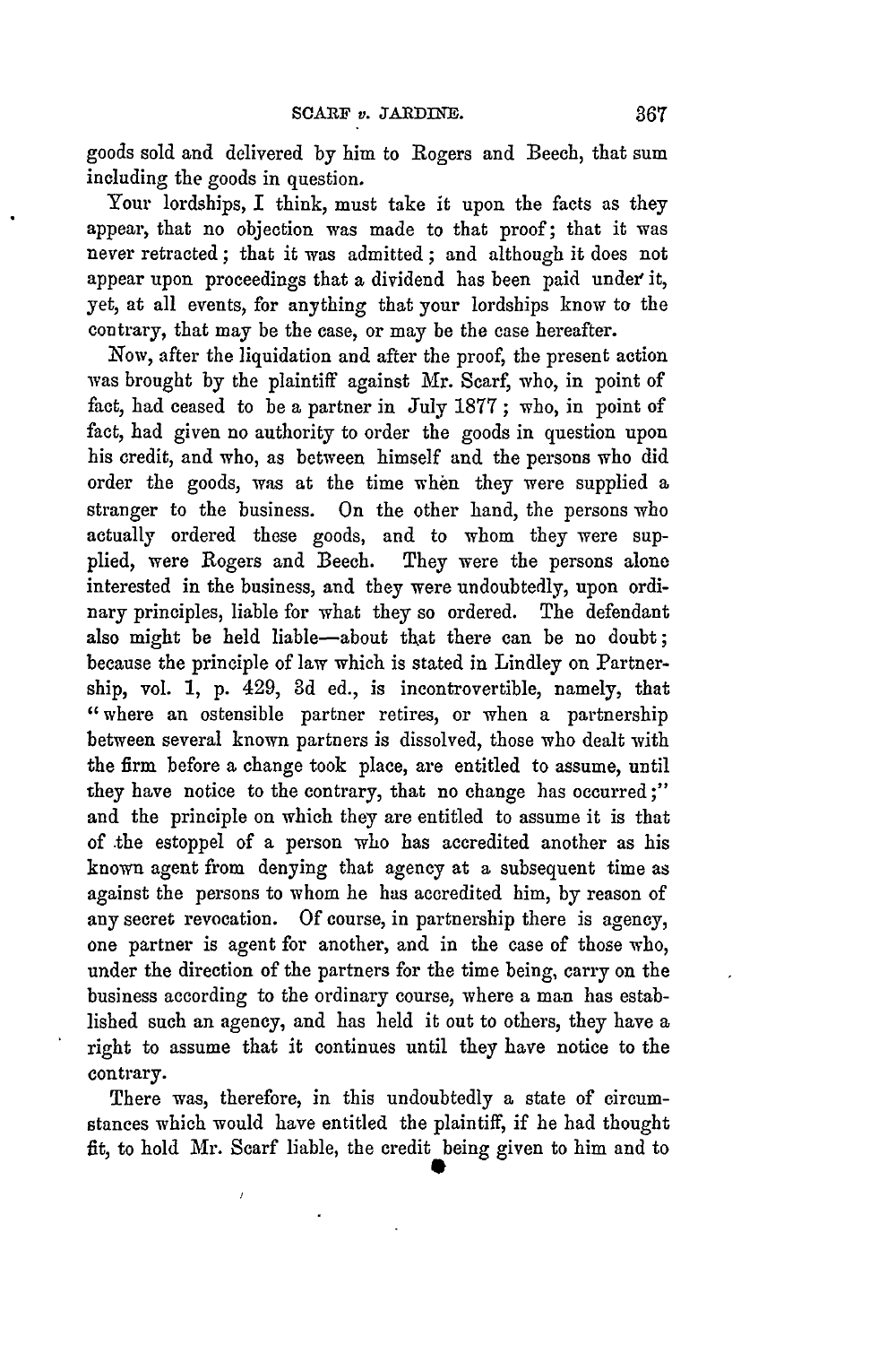goods sold and delivered by him to Rogers and Beech, that sum including the goods in question.

Your lordships, I think, must take it upon the facts as they appear, that no objection was made to that proof; that it was never retracted; that it was admitted; and although it does not appear upon proceedings that a dividend has been paid under it, yet, at all events, for anything that your lordships know to the contrary, that may be the case, or may be the case hereafter.

Now, after the liquidation and after the proof, the present action was brought by the plaintiff against Mr. Scarf, who, in point of fact, had ceased to be a partner in July 1877; who, in point of fact, had given no authority to order the goods in question upon his credit, and who, as between himself and the persons who did order the goods, was at the time when they were supplied a stranger to the business. On the other hand, the persons who actually ordered these goods, and to whom they were supplied, were Rogers and Beech. They were the persons alone interested in the business, and they were undoubtedly, upon ordinary principles, liable for what they so ordered. The defendant also might be held liable—about that there can be no doubt; because the principle of law which is stated in Lindley on Partnership, vol. 1, p. 429, 3d ed., is incontrovertible, namely, that "where an ostensible partner retires, or when a partnership between several known partners is dissolved, those who dealt with the firm before a change took place, are entitled to assume, until they have notice to the contrary, that no change has occurred;" and the principle on which they are entitled to assume it is that of the estoppel of a person who has accredited another as his known agent from denying that agency at a subsequent time as against the persons to whom he has accredited him, by reason of any secret revocation. Of course, in partnership there is agency, one partner is agent for another, and in the case of those who, under the direction of the partners for the time being, carry on the business according to the ordinary course, where a man has established such an agency, and has held it out to others, they have a right to assume that it continues until they have notice to the contrary.

There was, therefore, in this undoubtedly a state of circumstances which would have entitled the plaintiff, if he had thought fit, to hold Mr. Scarf liable, the credit being given to him and to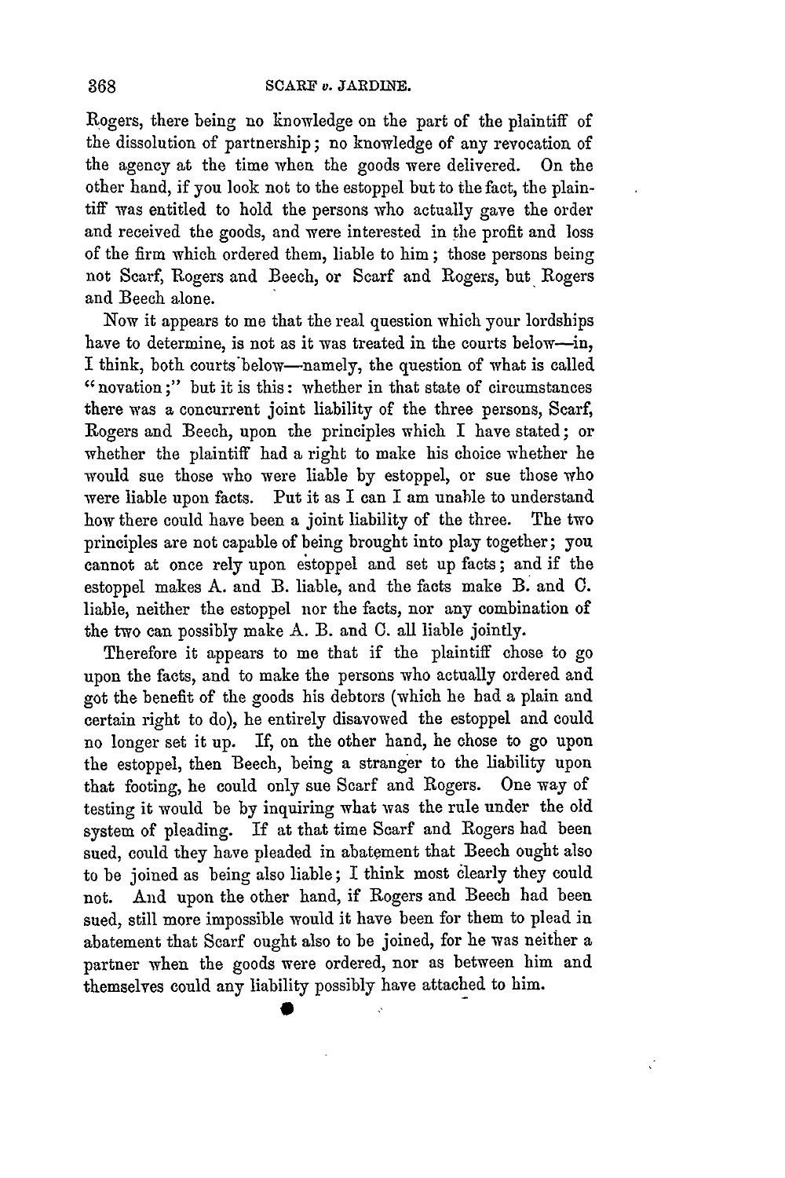Rogers, there being no knowledge on the part of the plaintiff of the dissolution of partnership; no knowledge of any revocation of the agency at the time when the goods were delivered. On the other hand, if you look not to the estoppel but to the fact, the plaintiff was entitled to hold the persons who actually gave the order and received the goods, and were interested in the profit and loss of the firm which ordered them, liable to him; those persons being not Scarf, Rogers and Beech, or Scarf and Rogers, but Rogers and Beech alone.

Now it appears to me that the real question which your lordships have to determine, is not as it was treated in the courts below—in, I think, both courts below—namely, the question of what is called "novation;" but it is this: whether in that state of circumstances there was a concurrent joint liability of the three persons, Scarf, Rogers and Beech, upon the principles which I have stated; or whether the plaintiff had a right to make his choice whether he would sue those who were liable by estoppel, or sue those who were liable upon facts. Put it as I can I am unable to understand how there could have been a joint liability of the three. The two principles are not capable of being brought into play together; you cannot at once rely upon estoppel and set up facts; and if the estoppel makes A. and B. liable, and the facts make B. and C. liable, neither the estoppel nor the facts, nor any combination of the two can possibly make A. B. and C. all liable jointly.

Therefore it appears to me that if the plaintiff chose to go upon the facts, and to make the persons who actually ordered and got the benefit of the goods his debtors (which he had a plain and certain right to do), he entirely disavowed the estoppel and could no longer set it up. If, on the other hand, he chose to go upon the estoppel, then Beech, being a stranger to the liability upon that footing, he could only sue Scarf and Rogers. One way of testing it would be by inquiring what was the rule under the old system of pleading. If at that time Scarf and Rogers had been sued, could they have pleaded in abatement that Beech ought also to be joined as being also liable; I think most clearly they could not. And upon the other hand, if Rogers and Beech had been sued, still more impossible would it have been for them to plead in abatement that Scarf ought also to be joined, for he was neither a partner when the goods were ordered, nor as between him and themselves could any liability possibly have attached to him.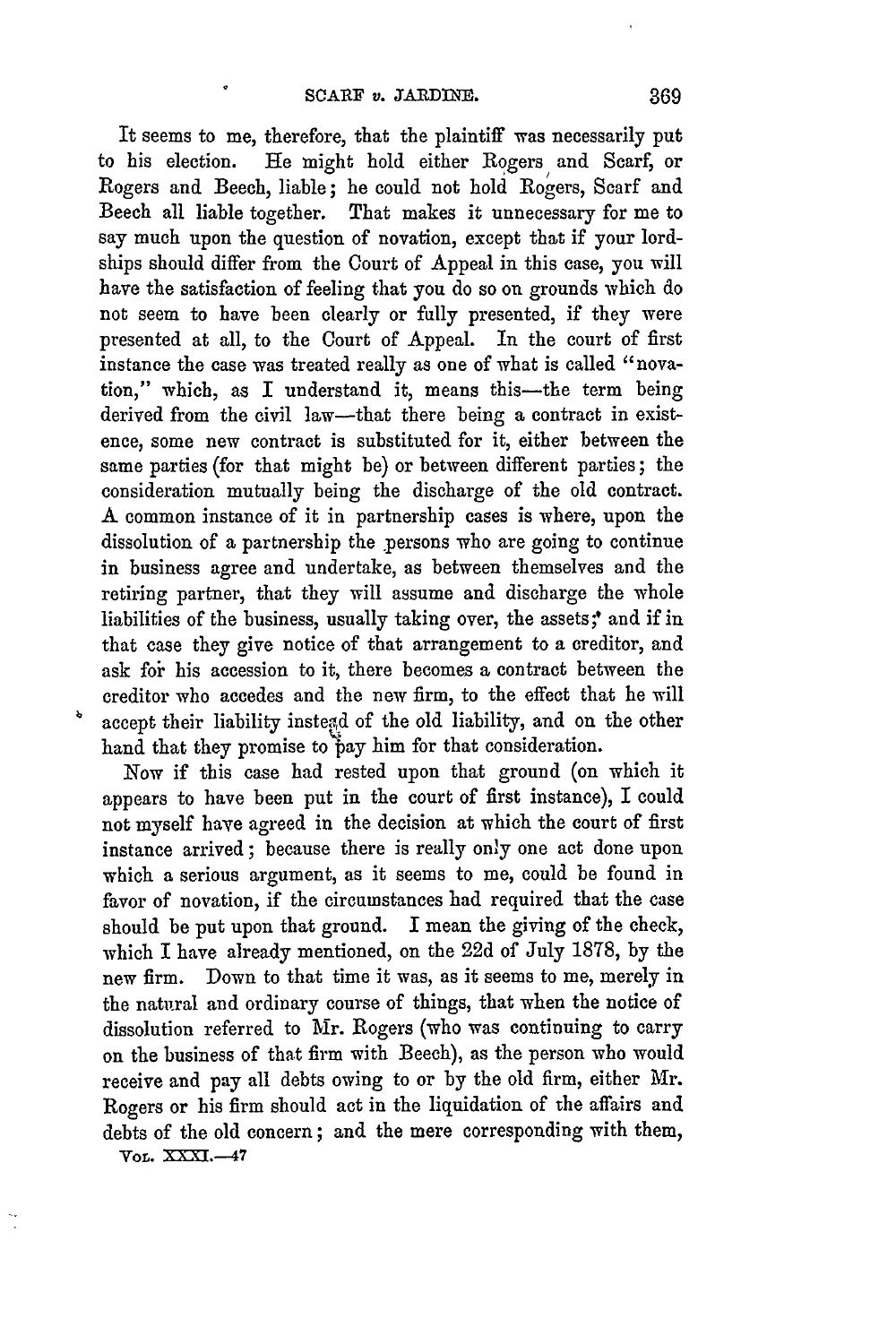It seems to me, therefore, that the plaintiff was necessarily put to his election. He might hold either Rogers and Scarf, or Rogers and Beech, liable; he could not hold Rogers, Scarf and Beech all liable together. That makes it unnecessary for me to say much upon the question of novation, except that if your lordships should differ from the Court of Appeal in this case, you will have the satisfaction of feeling that you do so on grounds which do not seem to have been clearly or fully presented, if they were presented at all, to the Court of Appeal. In the court of first instance the case was treated really as one of what is called "novation," which, as I understand it, means this—the term being derived from the civil law—that there being a contract in existence, some new contract is substituted for it, either between the same parties (for that might be) or between different parties; the consideration mutually being the discharge of the old contract. A common instance of it in partnership cases is where, upon the dissolution of a partnership the persons who are going to continue in business agree and undertake, as between themselves and the retiring partner, that they will assume and discharge the whole liabilities of the business, usually taking over, the assets; and if in that case they give notice of that arrangement to a creditor, and ask for his accession to it, there becomes a contract between the creditor who accedes and the new firm, to the effect that he will accept their liability instead of the old liability, and on the other hand that they promise to pay him for that consideration.

Now if this case had rested upon that ground (on which it appears to have been put in the court of first instance), I could not myself have agreed in the decision at which the court of first instance arrived; because there is really only one act done upon which a serious argument, as it seems to me, could be found in favor of novation, if the circumstances had required that the case should be put upon that ground. I mean the giving of the check, which I have already mentioned, on the 22d of July 1878, by the new firm. Down to that time it was, as it seems to me, merely in the natural and ordinary course of things, that when the notice of dissolution referred to Mr. Rogers (who was continuing to carry on the business of that firm with Beech), as the person who would receive and pay all debts owing to or by the old firm, either Mr. Rogers or his firm should act in the liquidation of the affairs and debts of the old concern; and the mere corresponding with them,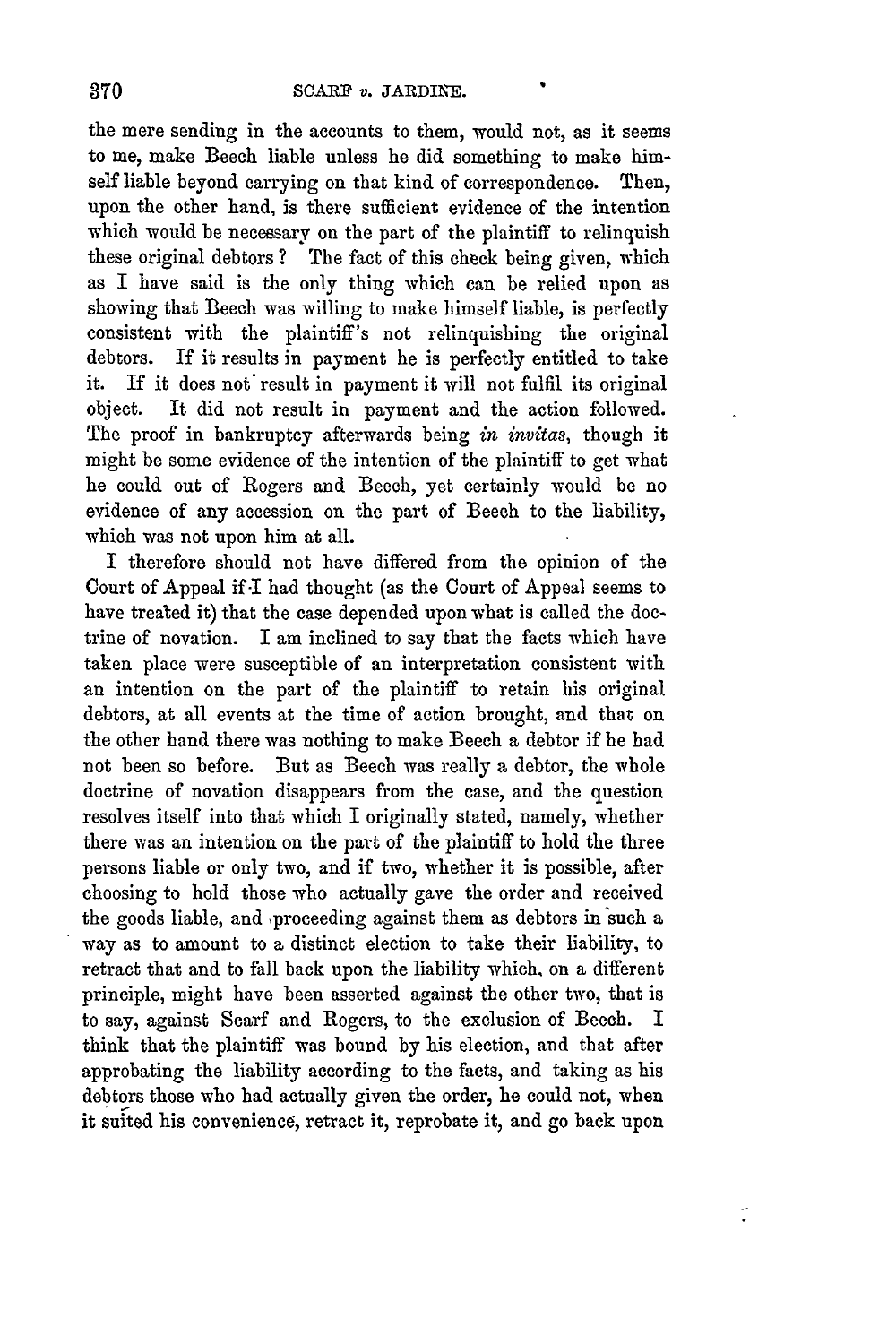the mere sending in the accounts to them, would not, as it seems to me, make Beech liable unless he did something to make himself liable beyond carrying on that kind of correspondence. Then, upon the other hand, is there sufficient evidence of the intention which would be necessary on the part of the plaintiff to relinquish these original debtors? The fact of this check being given, which as I have said is the only thing which can be relied upon as showing that Beech was willing to make himself liable, is perfectly consistent with the plaintiff's not relinquishing the original debtors. If it results in payment he is perfectly entitled to take it. If it does not result in payment it will not fulfil its original object. It did not result in payment and the action followed. The proof in bankruptcy afterwards being *in invitas*, though it might be some evidence of the intention of the plaintiff to get what he could out of Rogers and Beech, yet certainly would be no evidence of any accession on the part of Beech to the liability, which was not upon him at all.

I therefore should not have differed from the opinion of the Court of Appeal if I had thought (as the Court of Appeal seems to have treated it) that the case depended upon what is called the doctrine of novation. I am inclined to say that the facts which have taken place were susceptible of an interpretation consistent with an intention on the part of the plaintiff to retain his original debtors, at all events at the time of action brought, and that on the other hand there was nothing to make Beech a debtor if he had not been so before. But as Beech was really a debtor, the whole doctrine of novation disappears from the case, and the question resolves itself into that which I originally stated, namely, whether there was an intention on the part of the plaintiff to hold the three persons liable or only two, and if two, whether it is possible, after choosing to hold those who actually gave the order and received the goods liable, and proceeding against them as debtors in such a way as to amount to a distinct election to take their liability, to retract that and to fall back upon the liability which, on a different principle, might have been asserted against the other two, that is to say, against Scarf and Rogers, to the exclusion of Beech. I think that the plaintiff was bound by his election, and that after approbating the liability according to the facts, and taking as his debtors those who had actually given the order, he could not, when it suited his convenience, retract it, reprobate it, and go back upon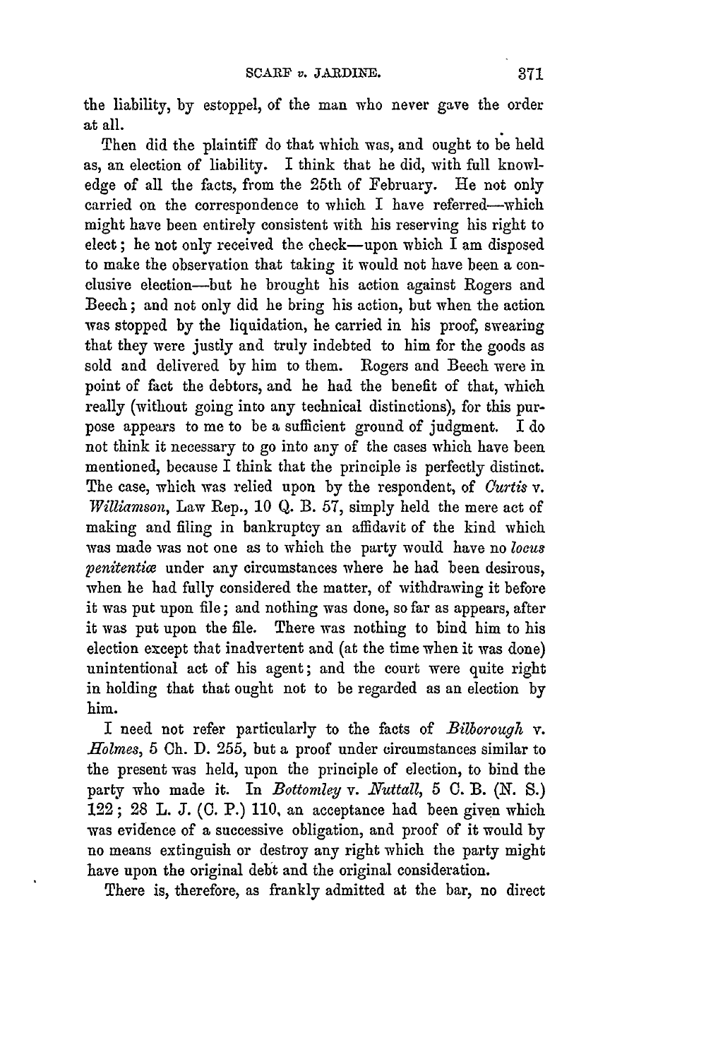the liability, by estoppel, of the man who never gave the order at all.

Then did the plaintiff do that which was, and ought to be held as, an election of liability. I think that he did, with full knowledge of all the facts, from the 25th of February. He not only carried on the correspondence to which I have referred—which might have been entirely consistent with his reserving his right to elect; he not only received the check—upon which I am disposed to make the observation that taking it would not have been a conclusive election—but he brought his action against Rogers and Beech; and not only did he bring his action, but when the action was stopped by the liquidation, he carried in his proof, swearing that they were justly and truly indebted to him for the goods as sold and delivered by him to them. Rogers and Beech were in point of fact the debtors, and he had the benefit of that, which really (without going into any technical distinctions), for this purpose appears to me to be a sufficient ground of judgment. I do not think it necessary to go into any of the cases which have been mentioned, because I think that the principle is perfectly distinct. The case, which was relied upon by the respondent, of *Curtis* v. *Williamson*, Law Rep., 10 Q. B. 57, simply held the mere act of making and filing in bankruptcy an affidavit of the kind which was made was not one as to which the party would have no *locus penitentiæ* under any circumstances where he had been desirous, when he had fully considered the matter, of withdrawing it before it was put upon file; and nothing was done, so far as appears, after it was put upon the file. There was nothing to bind him to his election except that inadvertent and (at the time when it was done) unintentional act of his agent; and the court were quite right in holding that that ought not to be regarded as an election by him.

I need not refer particularly to the facts of *Bilborough* v. *Holmes*, 5 Ch. D. 255, but a proof under circumstances similar to the present was held, upon the principle of election, to bind the party who made it. In *Bottomley* v. *Nuttall*, 5 C. B. (N. S.) 122; 28 L. J. (C. P.) 110, an acceptance had been given which was evidence of a successive obligation, and proof of it would by no means extinguish or destroy any right which the party might have upon the original debt and the original consideration.

There is, therefore, as frankly admitted at the bar, no direct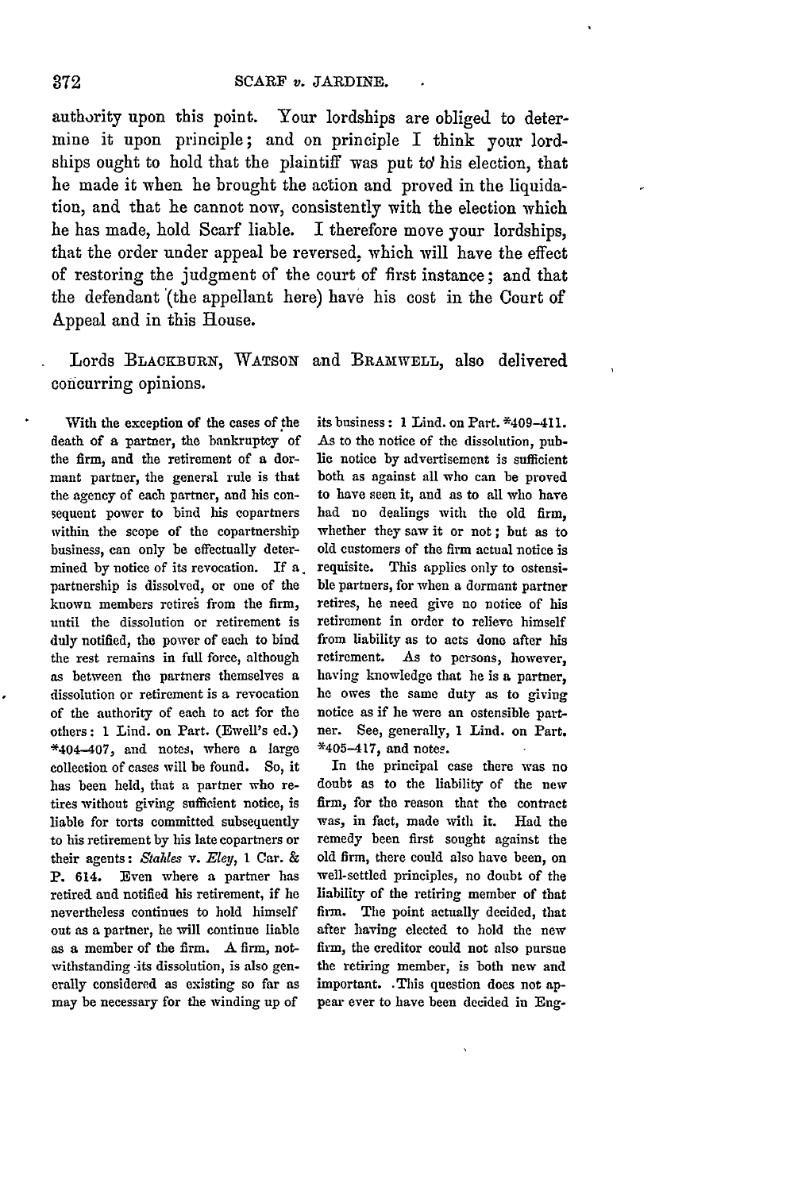authority upon this point. Your lordships are obliged to determine it upon principle; and on principle I think your lordships ought to hold that the plaintiff was put to his election, that he made it when he brought the action and proved in the liquidation, and that he cannot now, consistently with the election which he has made, hold Scarf liable. I therefore move your lordships, that the order under appeal be reversed, which will have the effect of restoring the judgment of the court of first instance; and that the defendant (the appellant here) have his cost in the Court of Appeal and in this House.

Lords BLACKBURN, WATSON and BRAMWELL, also delivered concurring opinions.

With the exception of the cases of the death of a partner, the bankruptcy of the firm, and the retirement of a dormant partner, the general rule is that the agency of each partner, and his consequent power to bind his copartners within the scope of the copartnership business, can only be effectually determined by notice of its revocation. If a partnership is dissolved, or one of the known members retires from the firm, until the dissolution or retirement is duly notified, the power of each to bind the rest remains in full force, although as between the partners themselves a dissolution or retirement is a revocation of the authority of each to act for the others: 1 Lind. on Part. (Ewell's ed.) \*404–407, and notes, where a large collection of cases will be found. So, it has been held, that a partner who retires without giving sufficient notice, is liable for torts committed subsequently to his retirement by his late copartners or their agents: *Stahles* v. *Eley*, 1 Car. & P. 614. Even where a partner has retired and notified his retirement, if he nevertheless continues to hold himself out as a partner, he will continue liable as a member of the firm. A firm, notwithstanding its dissolution, is also generally considered as existing so far as may be necessary for the winding up of its business: 1 Lind. on Part. \*409–411. As to the notice of the dissolution, public notice by advertisement is sufficient both as against all who can be proved to have seen it, and as to all who have had no dealings with the old firm, whether they saw it or not; but as to old customers of the firm actual notice is requisite. This applies only to ostensible partners, for when a dormant partner retires, he need give no notice of his retirement in order to relieve himself from liability as to acts done after his retirement. As to persons, however, having knowledge that he is a partner, he owes the same duty as to giving notice as if he were an ostensible partner. See, generally, 1 Lind. on Part. \*405–417, and notes.

In the principal case there was no doubt as to the liability of the new firm, for the reason that the contract was, in fact, made with it. Had the remedy been first sought against the old firm, there could also have been, on well-settled principles, no doubt of the liability of the retiring member of that firm. The point actually decided, that after having elected to hold the new firm, the creditor could not also pursue the retiring member, is both new and important. This question does not appear ever to have been decided in Eng-